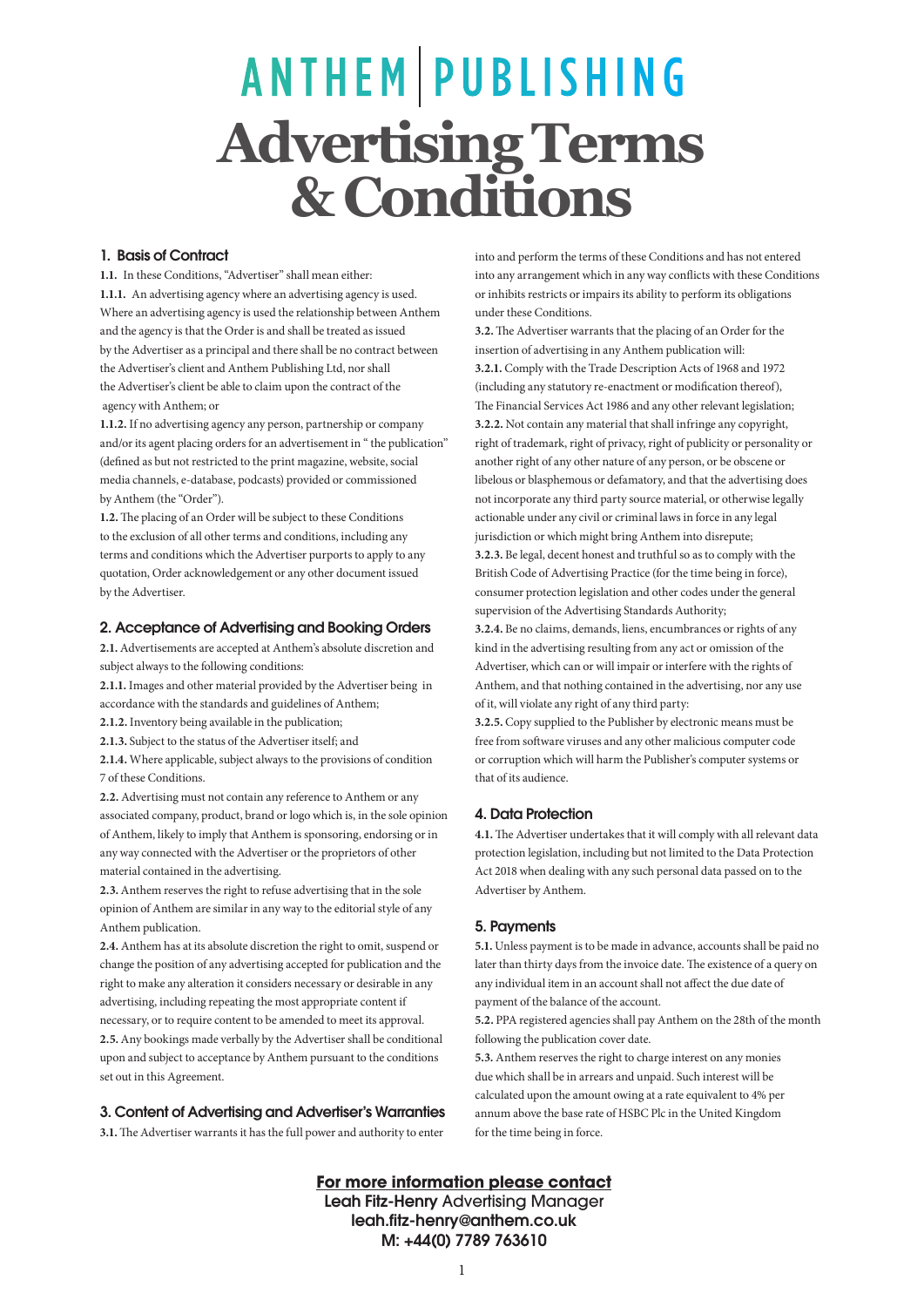# ANTHEM | PUBLISHING

# Advertising Terms & Conditions

## 1. Basis of Contract

**1.1.** In these Conditions, "Advertiser" shall mean either:

**1.1.1.** An advertising agency where an advertising agency is used. Where an advertising agency is used the relationship between Anthem and the agency is that the Order is and shall be treated as issued by the Advertiser as a principal and there shall be no contract between the Advertiser's client and Anthem Publishing Ltd, nor shall the Advertiser's client be able to claim upon the contract of the agency with Anthem; or

**1.1.2.** If no advertising agency any person, partnership or company and/or its agent placing orders for an advertisement in " the publication" (defined as but not restricted to the print magazine, website, social media channels, e-database, podcasts) provided or commissioned by Anthem (the "Order").

**1.2.** The placing of an Order will be subject to these Conditions to the exclusion of all other terms and conditions, including any terms and conditions which the Advertiser purports to apply to any quotation, Order acknowledgement or any other document issued by the Advertiser.

## 2. Acceptance of Advertising and Booking Orders

**2.1.** Advertisements are accepted at Anthem's absolute discretion and subject always to the following conditions:

**2.1.1.** Images and other material provided by the Advertiser being in accordance with the standards and guidelines of Anthem;

**2.1.2.** Inventory being available in the publication;

**2.1.3.** Subject to the status of the Advertiser itself; and

**2.1.4.** Where applicable, subject always to the provisions of condition 7 of these Conditions.

**2.2.** Advertising must not contain any reference to Anthem or any associated company, product, brand or logo which is, in the sole opinion of Anthem, likely to imply that Anthem is sponsoring, endorsing or in any way connected with the Advertiser or the proprietors of other material contained in the advertising.

**2.3.** Anthem reserves the right to refuse advertising that in the sole opinion of Anthem are similar in any way to the editorial style of any Anthem publication.

**2.4.** Anthem has at its absolute discretion the right to omit, suspend or change the position of any advertising accepted for publication and the right to make any alteration it considers necessary or desirable in any advertising, including repeating the most appropriate content if necessary, or to require content to be amended to meet its approval.

**2.5.** Any bookings made verbally by the Advertiser shall be conditional upon and subject to acceptance by Anthem pursuant to the conditions set out in this Agreement.

## 3. Content of Advertising and Advertiser's Warranties

**3.1.** The Advertiser warrants it has the full power and authority to enter into and perform the terms of these Conditions and has not entered into any arrangement which in any way conflicts with these Conditions or inhibits restricts or impairs its ability to perform its obligations under these Conditions.

**3.2.** The Advertiser warrants that the placing of an Order for the insertion of advertising in any Anthem publication will:

**3.2.1.** Comply with the Trade Description Acts of 1968 and 1972 (including any statutory re-enactment or modification thereof), The Financial Services Act 1986 and any other relevant legislation;

**3.2.2.** Not contain any material that shall infringe any copyright, right of trademark, right of privacy, right of publicity or personality or another right of any other nature of any person, or be obscene or libelous or blasphemous or defamatory, and that the advertising does not incorporate any third party source material, or otherwise legally actionable under any civil or criminal laws in force in any legal jurisdiction or which might bring Anthem into disrepute;

**3.2.3.** Be legal, decent honest and truthful so as to comply with the British Code of Advertising Practice (for the time being in force), consumer protection legislation and other codes under the general supervision of the Advertising Standards Authority;

**3.2.4.** Be no claims, demands, liens, encumbrances or rights of any kind in the advertising resulting from any act or omission of the Advertiser, which can or will impair or interfere with the rights of Anthem, and that nothing contained in the advertising, nor any use of it, will violate any right of any third party:

**3.2.5.** Copy supplied to the Publisher by electronic means must be free from software viruses and any other malicious computer code or corruption which will harm the Publisher's computer systems or that of its audience.

## 4. Data Protection

**4.1.** The Advertiser undertakes that it will comply with all relevant data protection legislation, including but not limited to the Data Protection Act 2018 when dealing with any such personal data passed on to the Advertiser by Anthem.

## 5. Payments

**5.1.** Unless payment is to be made in advance, accounts shall be paid no later than thirty days from the invoice date. The existence of a query on any individual item in an account shall not affect the due date of payment of the balance of the account.

**5.2.** PPA registered agencies shall pay Anthem on the 28th of the month following the publication cover date.

**5.3.** Anthem reserves the right to charge interest on any monies due which shall be in arrears and unpaid. Such interest will be calculated upon the amount owing at a rate equivalent to 4% per annum above the base rate of HSBC Plc in the United Kingdom for the time being in force.

**For more information please contact**
**Leah Fitz-Henry** Advertising Manager
**leah.fitz-henry@anthem.co.uk**
**M: +44(0) 7789 763610**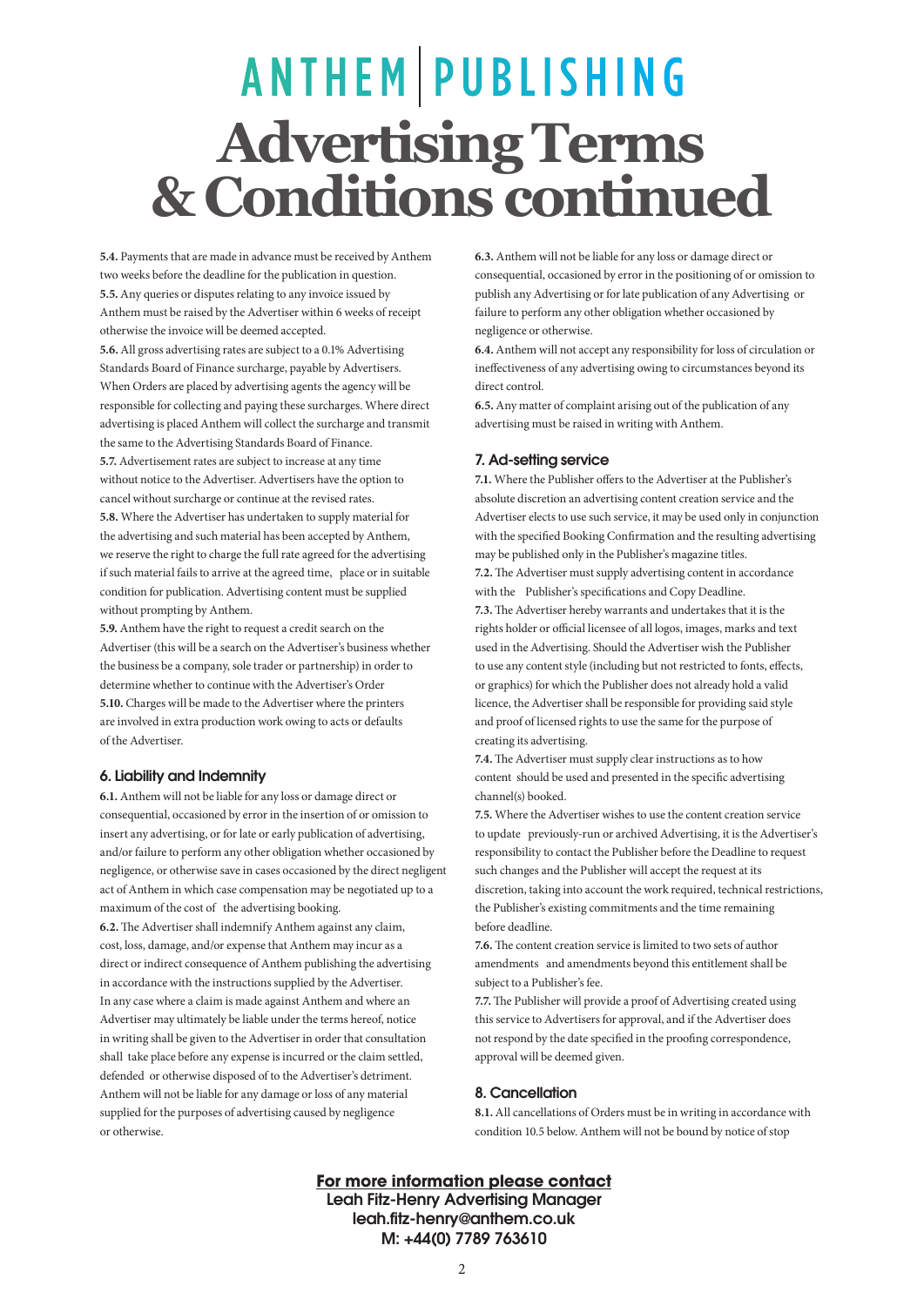# ANTHEM | PUBLISHING

# Advertising Terms & Conditions continued

**5.4.** Payments that are made in advance must be received by Anthem two weeks before the deadline for the publication in question.

**5.5.** Any queries or disputes relating to any invoice issued by Anthem must be raised by the Advertiser within 6 weeks of receipt otherwise the invoice will be deemed accepted.

**5.6.** All gross advertising rates are subject to a 0.1% Advertising Standards Board of Finance surcharge, payable by Advertisers. When Orders are placed by advertising agents the agency will be responsible for collecting and paying these surcharges. Where direct advertising is placed Anthem will collect the surcharge and transmit the same to the Advertising Standards Board of Finance.

**5.7.** Advertisement rates are subject to increase at any time without notice to the Advertiser. Advertisers have the option to cancel without surcharge or continue at the revised rates.

**5.8.** Where the Advertiser has undertaken to supply material for the advertising and such material has been accepted by Anthem, we reserve the right to charge the full rate agreed for the advertising if such material fails to arrive at the agreed time, place or in suitable condition for publication. Advertising content must be supplied without prompting by Anthem.

**5.9.** Anthem have the right to request a credit search on the Advertiser (this will be a search on the Advertiser's business whether the business be a company, sole trader or partnership) in order to determine whether to continue with the Advertiser's Order

**5.10.** Charges will be made to the Advertiser where the printers are involved in extra production work owing to acts or defaults of the Advertiser.

## 6. Liability and Indemnity

**6.1.** Anthem will not be liable for any loss or damage direct or consequential, occasioned by error in the insertion of or omission to insert any advertising, or for late or early publication of advertising, and/or failure to perform any other obligation whether occasioned by negligence, or otherwise save in cases occasioned by the direct negligent act of Anthem in which case compensation may be negotiated up to a maximum of the cost of the advertising booking.

**6.2.** The Advertiser shall indemnify Anthem against any claim, cost, loss, damage, and/or expense that Anthem may incur as a direct or indirect consequence of Anthem publishing the advertising in accordance with the instructions supplied by the Advertiser. In any case where a claim is made against Anthem and where an Advertiser may ultimately be liable under the terms hereof, notice in writing shall be given to the Advertiser in order that consultation shall take place before any expense is incurred or the claim settled, defended or otherwise disposed of to the Advertiser's detriment. Anthem will not be liable for any damage or loss of any material supplied for the purposes of advertising caused by negligence or otherwise.

**6.3.** Anthem will not be liable for any loss or damage direct or consequential, occasioned by error in the positioning of or omission to publish any Advertising or for late publication of any Advertising or failure to perform any other obligation whether occasioned by negligence or otherwise.

**6.4.** Anthem will not accept any responsibility for loss of circulation or ineffectiveness of any advertising owing to circumstances beyond its direct control.

**6.5.** Any matter of complaint arising out of the publication of any advertising must be raised in writing with Anthem.

## 7. Ad-setting service

**7.1.** Where the Publisher offers to the Advertiser at the Publisher's absolute discretion an advertising content creation service and the Advertiser elects to use such service, it may be used only in conjunction with the specified Booking Confirmation and the resulting advertising may be published only in the Publisher's magazine titles.

**7.2.** The Advertiser must supply advertising content in accordance with the Publisher's specifications and Copy Deadline.

**7.3.** The Advertiser hereby warrants and undertakes that it is the rights holder or official licensee of all logos, images, marks and text used in the Advertising. Should the Advertiser wish the Publisher to use any content style (including but not restricted to fonts, effects, or graphics) for which the Publisher does not already hold a valid licence, the Advertiser shall be responsible for providing said style and proof of licensed rights to use the same for the purpose of creating its advertising.

**7.4.** The Advertiser must supply clear instructions as to how content should be used and presented in the specific advertising channel(s) booked.

**7.5.** Where the Advertiser wishes to use the content creation service to update previously-run or archived Advertising, it is the Advertiser's responsibility to contact the Publisher before the Deadline to request such changes and the Publisher will accept the request at its discretion, taking into account the work required, technical restrictions, the Publisher's existing commitments and the time remaining before deadline.

**7.6.** The content creation service is limited to two sets of author amendments and amendments beyond this entitlement shall be subject to a Publisher's fee.

**7.7.** The Publisher will provide a proof of Advertising created using this service to Advertisers for approval, and if the Advertiser does not respond by the date specified in the proofing correspondence, approval will be deemed given.

## 8. Cancellation

**8.1.** All cancellations of Orders must be in writing in accordance with condition 10.5 below. Anthem will not be bound by notice of stop

**For more information please contact**
Leah Fitz-Henry Advertising Manager
leah.fitz-henry@anthem.co.uk
M: +44(0) 7789 763610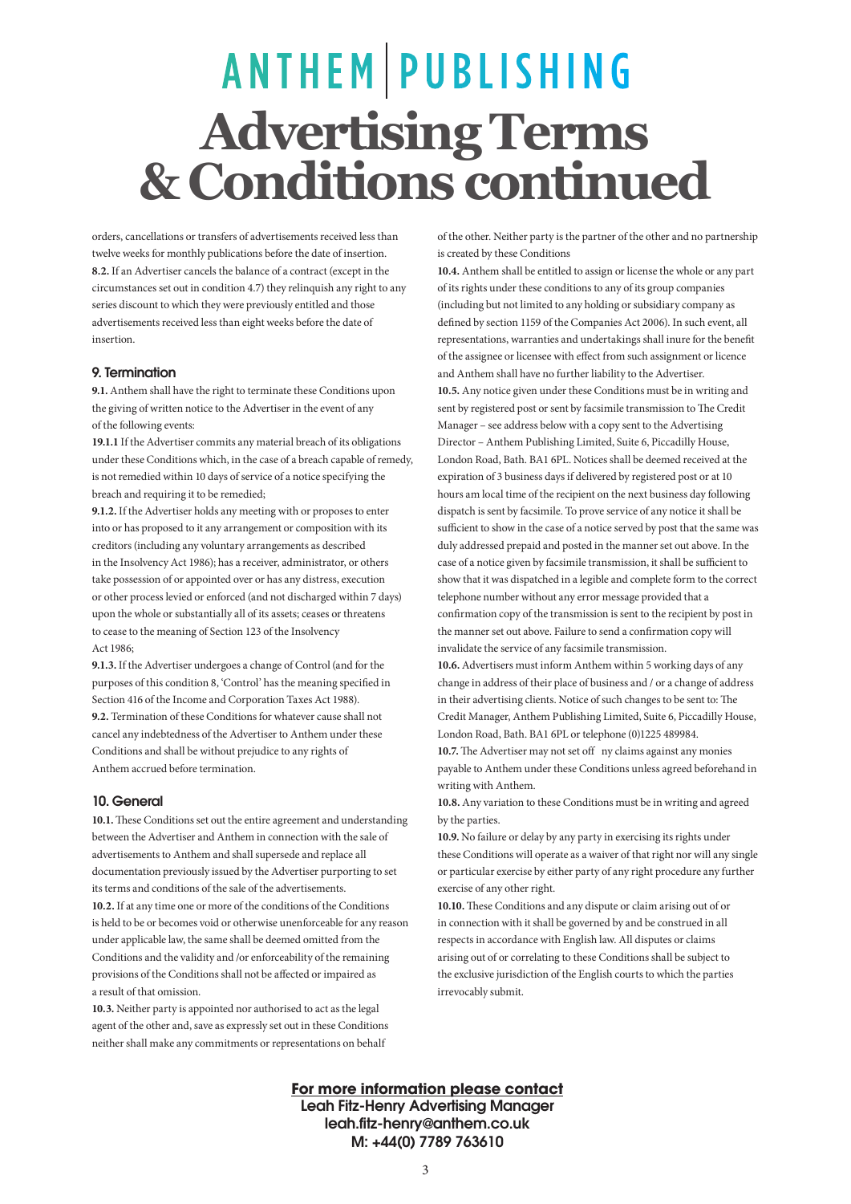# ANTHEM | PUBLISHING

# Advertising Terms & Conditions continued

orders, cancellations or transfers of advertisements received less than twelve weeks for monthly publications before the date of insertion.

**8.2.** If an Advertiser cancels the balance of a contract (except in the circumstances set out in condition 4.7) they relinquish any right to any series discount to which they were previously entitled and those advertisements received less than eight weeks before the date of insertion.

## 9. Termination

**9.1.** Anthem shall have the right to terminate these Conditions upon the giving of written notice to the Advertiser in the event of any of the following events:

**19.1.1** If the Advertiser commits any material breach of its obligations under these Conditions which, in the case of a breach capable of remedy, is not remedied within 10 days of service of a notice specifying the breach and requiring it to be remedied;

**9.1.2.** If the Advertiser holds any meeting with or proposes to enter into or has proposed to it any arrangement or composition with its creditors (including any voluntary arrangements as described in the Insolvency Act 1986); has a receiver, administrator, or others take possession of or appointed over or has any distress, execution or other process levied or enforced (and not discharged within 7 days) upon the whole or substantially all of its assets; ceases or threatens to cease to the meaning of Section 123 of the Insolvency Act 1986;

**9.1.3.** If the Advertiser undergoes a change of Control (and for the purposes of this condition 8, 'Control' has the meaning specified in Section 416 of the Income and Corporation Taxes Act 1988).

**9.2.** Termination of these Conditions for whatever cause shall not cancel any indebtedness of the Advertiser to Anthem under these Conditions and shall be without prejudice to any rights of Anthem accrued before termination.

## 10. General

**10.1.** These Conditions set out the entire agreement and understanding between the Advertiser and Anthem in connection with the sale of advertisements to Anthem and shall supersede and replace all documentation previously issued by the Advertiser purporting to set its terms and conditions of the sale of the advertisements.

**10.2.** If at any time one or more of the conditions of the Conditions is held to be or becomes void or otherwise unenforceable for any reason under applicable law, the same shall be deemed omitted from the Conditions and the validity and /or enforceability of the remaining provisions of the Conditions shall not be affected or impaired as a result of that omission.

**10.3.** Neither party is appointed nor authorised to act as the legal agent of the other and, save as expressly set out in these Conditions neither shall make any commitments or representations on behalf of the other. Neither party is the partner of the other and no partnership is created by these Conditions

**10.4.** Anthem shall be entitled to assign or license the whole or any part of its rights under these conditions to any of its group companies (including but not limited to any holding or subsidiary company as defined by section 1159 of the Companies Act 2006). In such event, all representations, warranties and undertakings shall inure for the benefit of the assignee or licensee with effect from such assignment or licence and Anthem shall have no further liability to the Advertiser.

**10.5.** Any notice given under these Conditions must be in writing and sent by registered post or sent by facsimile transmission to The Credit Manager – see address below with a copy sent to the Advertising Director – Anthem Publishing Limited, Suite 6, Piccadilly House, London Road, Bath. BA1 6PL. Notices shall be deemed received at the expiration of 3 business days if delivered by registered post or at 10 hours am local time of the recipient on the next business day following dispatch is sent by facsimile. To prove service of any notice it shall be sufficient to show in the case of a notice served by post that the same was duly addressed prepaid and posted in the manner set out above. In the case of a notice given by facsimile transmission, it shall be sufficient to show that it was dispatched in a legible and complete form to the correct telephone number without any error message provided that a confirmation copy of the transmission is sent to the recipient by post in the manner set out above. Failure to send a confirmation copy will invalidate the service of any facsimile transmission.

**10.6.** Advertisers must inform Anthem within 5 working days of any change in address of their place of business and / or a change of address in their advertising clients. Notice of such changes to be sent to: The Credit Manager, Anthem Publishing Limited, Suite 6, Piccadilly House, London Road, Bath. BA1 6PL or telephone (0)1225 489984.

**10.7.** The Advertiser may not set off ny claims against any monies payable to Anthem under these Conditions unless agreed beforehand in writing with Anthem.

**10.8.** Any variation to these Conditions must be in writing and agreed by the parties.

**10.9.** No failure or delay by any party in exercising its rights under these Conditions will operate as a waiver of that right nor will any single or particular exercise by either party of any right procedure any further exercise of any other right.

**10.10.** These Conditions and any dispute or claim arising out of or in connection with it shall be governed by and be construed in all respects in accordance with English law. All disputes or claims arising out of or correlating to these Conditions shall be subject to the exclusive jurisdiction of the English courts to which the parties irrevocably submit.

**For more information please contact**
**Leah Fitz-Henry Advertising Manager**
**leah.fitz-henry@anthem.co.uk**
**M: +44(0) 7789 763610**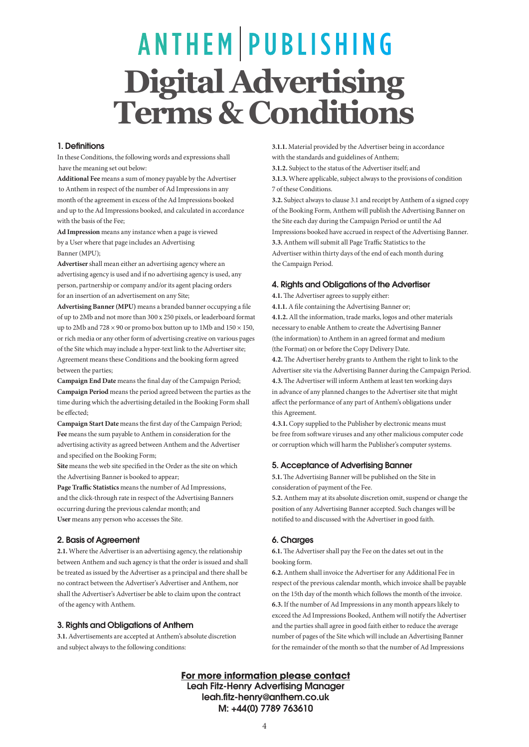# ANTHEM | PUBLISHING

# Digital Advertising Terms & Conditions

## 1. Definitions

In these Conditions, the following words and expressions shall have the meaning set out below:

**Additional Fee** means a sum of money payable by the Advertiser to Anthem in respect of the number of Ad Impressions in any month of the agreement in excess of the Ad Impressions booked and up to the Ad Impressions booked, and calculated in accordance with the basis of the Fee;

**Ad Impression** means any instance when a page is viewed by a User where that page includes an Advertising Banner (MPU);

**Advertiser** shall mean either an advertising agency where an advertising agency is used and if no advertising agency is used, any person, partnership or company and/or its agent placing orders for an insertion of an advertisement on any Site;

**Advertising Banner (MPU)** means a branded banner occupying a file of up to 2Mb and not more than 300 x 250 pixels, or leaderboard format up to 2Mb and 728 × 90 or promo box button up to 1Mb and 150 × 150, or rich media or any other form of advertising creative on various pages of the Site which may include a hyper-text link to the Advertiser site; Agreement means these Conditions and the booking form agreed between the parties;

**Campaign End Date** means the final day of the Campaign Period;

**Campaign Period** means the period agreed between the parties as the time during which the advertising detailed in the Booking Form shall be effected;

**Campaign Start Date** means the first day of the Campaign Period;

**Fee** means the sum payable to Anthem in consideration for the advertising activity as agreed between Anthem and the Advertiser and specified on the Booking Form;

**Site** means the web site specified in the Order as the site on which the Advertising Banner is booked to appear;

**Page Traffic Statistics** means the number of Ad Impressions, and the click-through rate in respect of the Advertising Banners occurring during the previous calendar month; and

**User** means any person who accesses the Site.

## 2. Basis of Agreement

**2.1.** Where the Advertiser is an advertising agency, the relationship between Anthem and such agency is that the order is issued and shall be treated as issued by the Advertiser as a principal and there shall be no contract between the Advertiser's Advertiser and Anthem, nor shall the Advertiser's Advertiser be able to claim upon the contract of the agency with Anthem.

## 3. Rights and Obligations of Anthem

**3.1.** Advertisements are accepted at Anthem's absolute discretion and subject always to the following conditions:

**3.1.1.** Material provided by the Advertiser being in accordance with the standards and guidelines of Anthem;

**3.1.2.** Subject to the status of the Advertiser itself; and

**3.1.3.** Where applicable, subject always to the provisions of condition 7 of these Conditions.

**3.2.** Subject always to clause 3.1 and receipt by Anthem of a signed copy of the Booking Form, Anthem will publish the Advertising Banner on the Site each day during the Campaign Period or until the Ad Impressions booked have accrued in respect of the Advertising Banner.

**3.3.** Anthem will submit all Page Traffic Statistics to the Advertiser within thirty days of the end of each month during the Campaign Period.

## 4. Rights and Obligations of the Advertiser

**4.1.** The Advertiser agrees to supply either:

**4.1.1.** A file containing the Advertising Banner or;

**4.1.2.** All the information, trade marks, logos and other materials necessary to enable Anthem to create the Advertising Banner (the information) to Anthem in an agreed format and medium (the Format) on or before the Copy Delivery Date.

**4.2.** The Advertiser hereby grants to Anthem the right to link to the Advertiser site via the Advertising Banner during the Campaign Period.

**4.3.** The Advertiser will inform Anthem at least ten working days in advance of any planned changes to the Advertiser site that might affect the performance of any part of Anthem's obligations under this Agreement.

**4.3.1.** Copy supplied to the Publisher by electronic means must be free from software viruses and any other malicious computer code or corruption which will harm the Publisher's computer systems.

## 5. Acceptance of Advertising Banner

**5.1.** The Advertising Banner will be published on the Site in consideration of payment of the Fee.

**5.2.** Anthem may at its absolute discretion omit, suspend or change the position of any Advertising Banner accepted. Such changes will be notified to and discussed with the Advertiser in good faith.

## 6. Charges

**6.1.** The Advertiser shall pay the Fee on the dates set out in the booking form.

**6.2.** Anthem shall invoice the Advertiser for any Additional Fee in respect of the previous calendar month, which invoice shall be payable on the 15th day of the month which follows the month of the invoice.

**6.3.** If the number of Ad Impressions in any month appears likely to exceed the Ad Impressions Booked, Anthem will notify the Advertiser and the parties shall agree in good faith either to reduce the average number of pages of the Site which will include an Advertising Banner for the remainder of the month so that the number of Ad Impressions

**For more information please contact**
Leah Fitz-Henry Advertising Manager
leah.fitz-henry@anthem.co.uk
M: +44(0) 7789 763610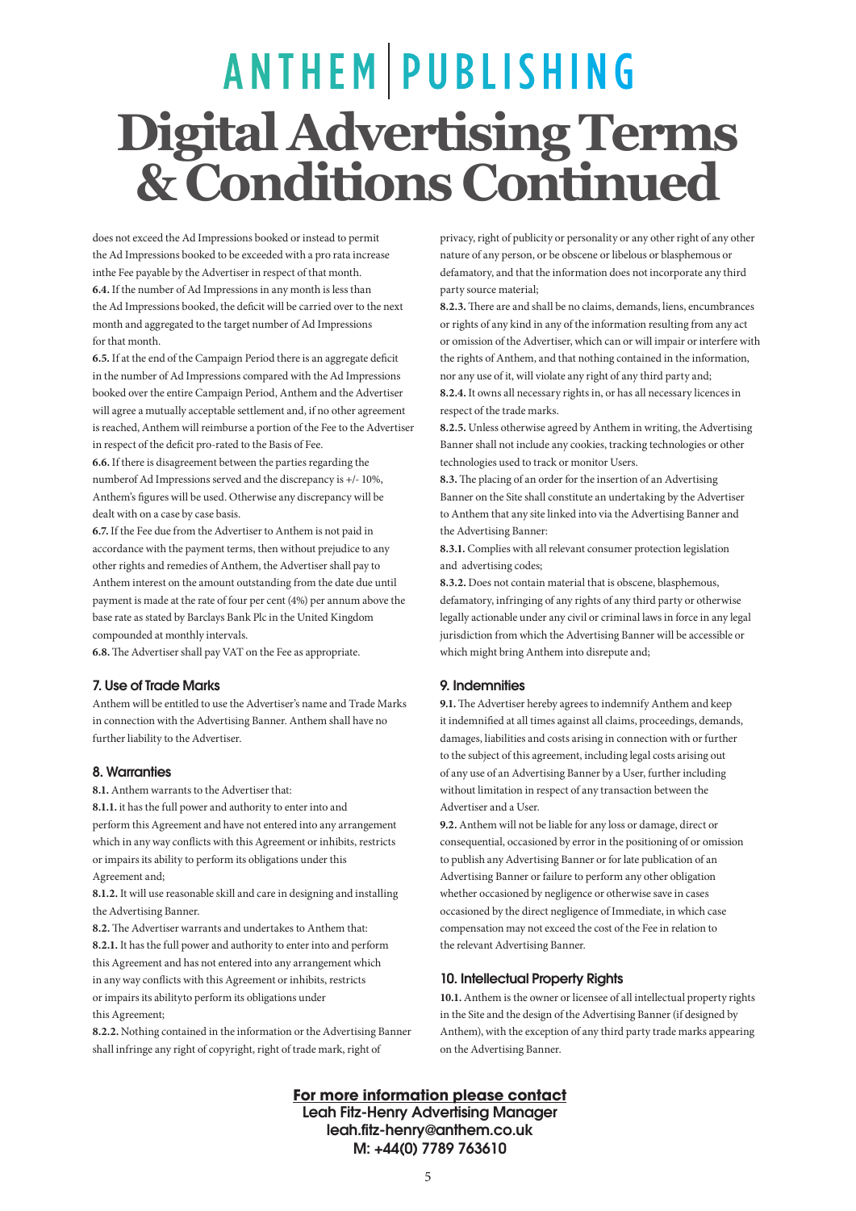# ANTHEM | PUBLISHING

# Digital Advertising Terms & Conditions Continued

does not exceed the Ad Impressions booked or instead to permit the Ad Impressions booked to be exceeded with a pro rata increase inthe Fee payable by the Advertiser in respect of that month.

**6.4.** If the number of Ad Impressions in any month is less than the Ad Impressions booked, the deficit will be carried over to the next month and aggregated to the target number of Ad Impressions for that month.

**6.5.** If at the end of the Campaign Period there is an aggregate deficit in the number of Ad Impressions compared with the Ad Impressions booked over the entire Campaign Period, Anthem and the Advertiser will agree a mutually acceptable settlement and, if no other agreement is reached, Anthem will reimburse a portion of the Fee to the Advertiser in respect of the deficit pro-rated to the Basis of Fee.

**6.6.** If there is disagreement between the parties regarding the numberof Ad Impressions served and the discrepancy is +/- 10%, Anthem's figures will be used. Otherwise any discrepancy will be dealt with on a case by case basis.

**6.7.** If the Fee due from the Advertiser to Anthem is not paid in accordance with the payment terms, then without prejudice to any other rights and remedies of Anthem, the Advertiser shall pay to Anthem interest on the amount outstanding from the date due until payment is made at the rate of four per cent (4%) per annum above the base rate as stated by Barclays Bank Plc in the United Kingdom compounded at monthly intervals.

**6.8.** The Advertiser shall pay VAT on the Fee as appropriate.

### 7. Use of Trade Marks

Anthem will be entitled to use the Advertiser's name and Trade Marks in connection with the Advertising Banner. Anthem shall have no further liability to the Advertiser.

### 8. Warranties

**8.1.** Anthem warrants to the Advertiser that:

**8.1.1.** it has the full power and authority to enter into and perform this Agreement and have not entered into any arrangement which in any way conflicts with this Agreement or inhibits, restricts or impairs its ability to perform its obligations under this Agreement and;

**8.1.2.** It will use reasonable skill and care in designing and installing the Advertising Banner.

**8.2.** The Advertiser warrants and undertakes to Anthem that:

**8.2.1.** It has the full power and authority to enter into and perform this Agreement and has not entered into any arrangement which in any way conflicts with this Agreement or inhibits, restricts or impairs its abilityto perform its obligations under this Agreement;

**8.2.2.** Nothing contained in the information or the Advertising Banner shall infringe any right of copyright, right of trade mark, right of privacy, right of publicity or personality or any other right of any other nature of any person, or be obscene or libelous or blasphemous or defamatory, and that the information does not incorporate any third party source material;

**8.2.3.** There are and shall be no claims, demands, liens, encumbrances or rights of any kind in any of the information resulting from any act or omission of the Advertiser, which can or will impair or interfere with the rights of Anthem, and that nothing contained in the information, nor any use of it, will violate any right of any third party and;

**8.2.4.** It owns all necessary rights in, or has all necessary licences in respect of the trade marks.

**8.2.5.** Unless otherwise agreed by Anthem in writing, the Advertising Banner shall not include any cookies, tracking technologies or other technologies used to track or monitor Users.

**8.3.** The placing of an order for the insertion of an Advertising Banner on the Site shall constitute an undertaking by the Advertiser to Anthem that any site linked into via the Advertising Banner and the Advertising Banner:

**8.3.1.** Complies with all relevant consumer protection legislation and advertising codes;

**8.3.2.** Does not contain material that is obscene, blasphemous, defamatory, infringing of any rights of any third party or otherwise legally actionable under any civil or criminal laws in force in any legal jurisdiction from which the Advertising Banner will be accessible or which might bring Anthem into disrepute and;

### 9. Indemnities

**9.1.** The Advertiser hereby agrees to indemnify Anthem and keep it indemnified at all times against all claims, proceedings, demands, damages, liabilities and costs arising in connection with or further to the subject of this agreement, including legal costs arising out of any use of an Advertising Banner by a User, further including without limitation in respect of any transaction between the Advertiser and a User.

**9.2.** Anthem will not be liable for any loss or damage, direct or consequential, occasioned by error in the positioning of or omission to publish any Advertising Banner or for late publication of an Advertising Banner or failure to perform any other obligation whether occasioned by negligence or otherwise save in cases occasioned by the direct negligence of Immediate, in which case compensation may not exceed the cost of the Fee in relation to the relevant Advertising Banner.

### 10. Intellectual Property Rights

**10.1.** Anthem is the owner or licensee of all intellectual property rights in the Site and the design of the Advertising Banner (if designed by Anthem), with the exception of any third party trade marks appearing on the Advertising Banner.

**For more information please contact**
**Leah Fitz-Henry Advertising Manager**
**leah.fitz-henry@anthem.co.uk**
**M: +44(0) 7789 763610**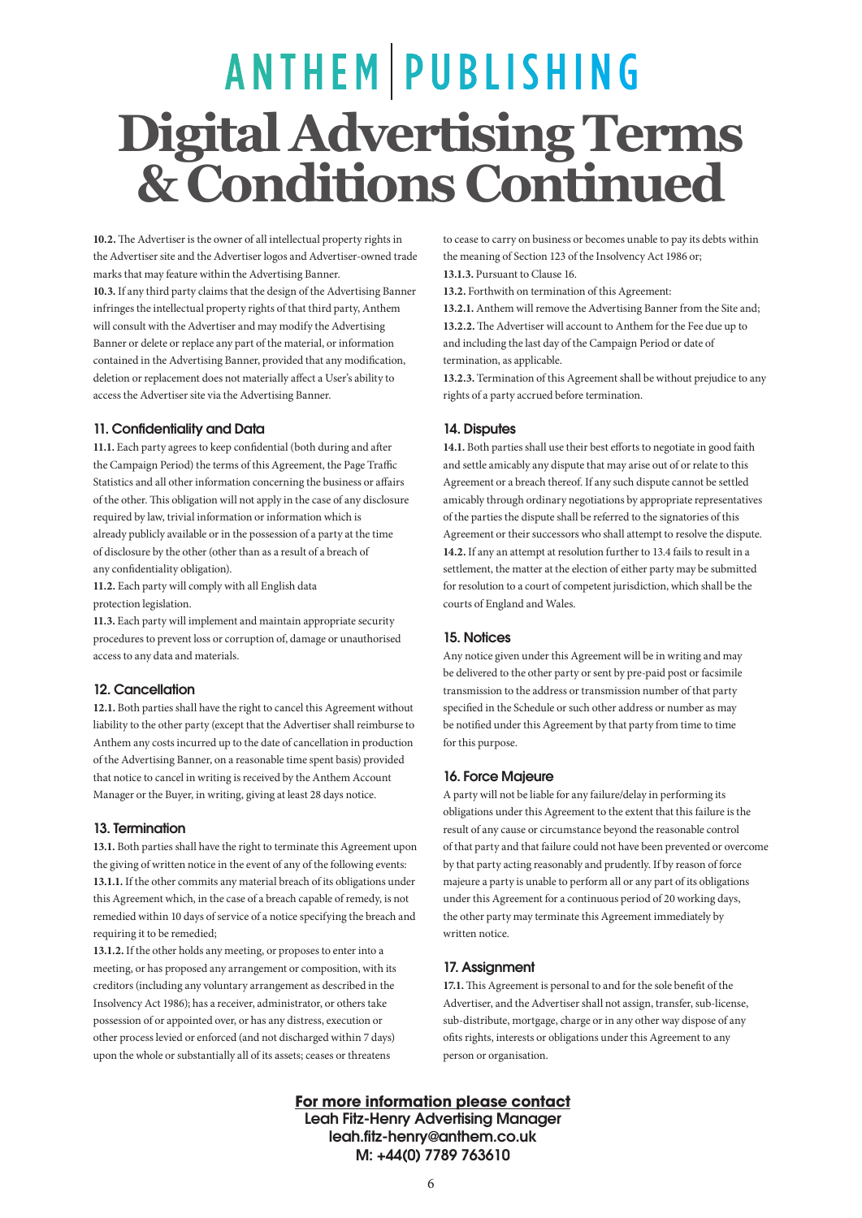# ANTHEM | PUBLISHING

# Digital Advertising Terms & Conditions Continued

**10.2.** The Advertiser is the owner of all intellectual property rights in the Advertiser site and the Advertiser logos and Advertiser-owned trade marks that may feature within the Advertising Banner.

**10.3.** If any third party claims that the design of the Advertising Banner infringes the intellectual property rights of that third party, Anthem will consult with the Advertiser and may modify the Advertising Banner or delete or replace any part of the material, or information contained in the Advertising Banner, provided that any modification, deletion or replacement does not materially affect a User's ability to access the Advertiser site via the Advertising Banner.

### 11. Confidentiality and Data

**11.1.** Each party agrees to keep confidential (both during and after the Campaign Period) the terms of this Agreement, the Page Traffic Statistics and all other information concerning the business or affairs of the other. This obligation will not apply in the case of any disclosure required by law, trivial information or information which is already publicly available or in the possession of a party at the time of disclosure by the other (other than as a result of a breach of any confidentiality obligation).

**11.2.** Each party will comply with all English data protection legislation.

**11.3.** Each party will implement and maintain appropriate security procedures to prevent loss or corruption of, damage or unauthorised access to any data and materials.

### 12. Cancellation

**12.1.** Both parties shall have the right to cancel this Agreement without liability to the other party (except that the Advertiser shall reimburse to Anthem any costs incurred up to the date of cancellation in production of the Advertising Banner, on a reasonable time spent basis) provided that notice to cancel in writing is received by the Anthem Account Manager or the Buyer, in writing, giving at least 28 days notice.

### 13. Termination

**13.1.** Both parties shall have the right to terminate this Agreement upon the giving of written notice in the event of any of the following events:

**13.1.1.** If the other commits any material breach of its obligations under this Agreement which, in the case of a breach capable of remedy, is not remedied within 10 days of service of a notice specifying the breach and requiring it to be remedied;

**13.1.2.** If the other holds any meeting, or proposes to enter into a meeting, or has proposed any arrangement or composition, with its creditors (including any voluntary arrangement as described in the Insolvency Act 1986); has a receiver, administrator, or others take possession of or appointed over, or has any distress, execution or other process levied or enforced (and not discharged within 7 days) upon the whole or substantially all of its assets; ceases or threatens to cease to carry on business or becomes unable to pay its debts within the meaning of Section 123 of the Insolvency Act 1986 or;

**13.1.3.** Pursuant to Clause 16.

**13.2.** Forthwith on termination of this Agreement:

**13.2.1.** Anthem will remove the Advertising Banner from the Site and;

**13.2.2.** The Advertiser will account to Anthem for the Fee due up to and including the last day of the Campaign Period or date of termination, as applicable.

**13.2.3.** Termination of this Agreement shall be without prejudice to any rights of a party accrued before termination.

### 14. Disputes

**14.1.** Both parties shall use their best efforts to negotiate in good faith and settle amicably any dispute that may arise out of or relate to this Agreement or a breach thereof. If any such dispute cannot be settled amicably through ordinary negotiations by appropriate representatives of the parties the dispute shall be referred to the signatories of this Agreement or their successors who shall attempt to resolve the dispute.

**14.2.** If any an attempt at resolution further to 13.4 fails to result in a settlement, the matter at the election of either party may be submitted for resolution to a court of competent jurisdiction, which shall be the courts of England and Wales.

### 15. Notices

Any notice given under this Agreement will be in writing and may be delivered to the other party or sent by pre-paid post or facsimile transmission to the address or transmission number of that party specified in the Schedule or such other address or number as may be notified under this Agreement by that party from time to time for this purpose.

### 16. Force Majeure

A party will not be liable for any failure/delay in performing its obligations under this Agreement to the extent that this failure is the result of any cause or circumstance beyond the reasonable control of that party and that failure could not have been prevented or overcome by that party acting reasonably and prudently. If by reason of force majeure a party is unable to perform all or any part of its obligations under this Agreement for a continuous period of 20 working days, the other party may terminate this Agreement immediately by written notice.

### 17. Assignment

**17.1.** This Agreement is personal to and for the sole benefit of the Advertiser, and the Advertiser shall not assign, transfer, sub-license, sub-distribute, mortgage, charge or in any other way dispose of any ofits rights, interests or obligations under this Agreement to any person or organisation.

**For more information please contact**
**Leah Fitz-Henry Advertising Manager**
**leah.fitz-henry@anthem.co.uk**
**M: +44(0) 7789 763610**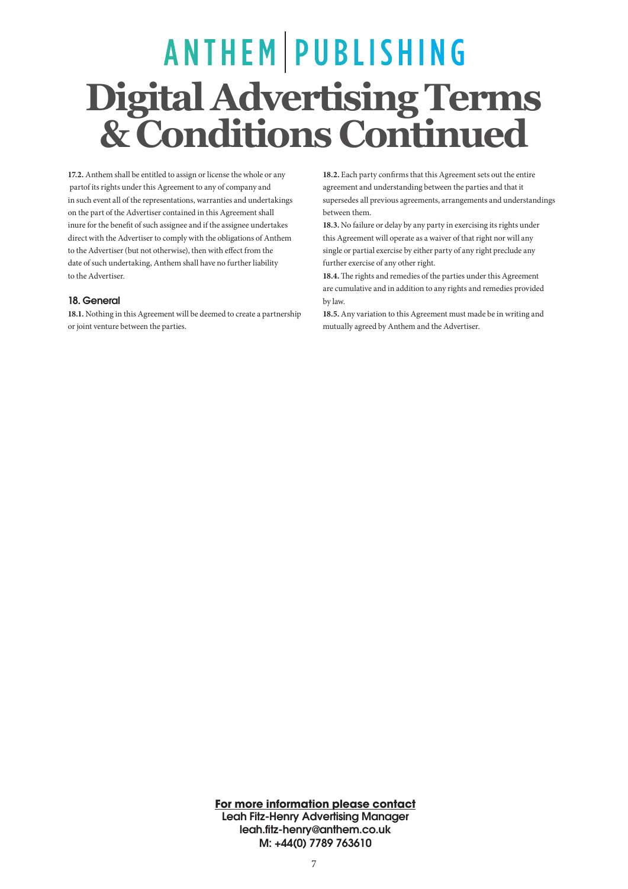# ANTHEM | PUBLISHING

# Digital Advertising Terms & Conditions Continued

**17.2.** Anthem shall be entitled to assign or license the whole or any partof its rights under this Agreement to any of company and in such event all of the representations, warranties and undertakings on the part of the Advertiser contained in this Agreement shall inure for the benefit of such assignee and if the assignee undertakes direct with the Advertiser to comply with the obligations of Anthem to the Advertiser (but not otherwise), then with effect from the date of such undertaking, Anthem shall have no further liability to the Advertiser.

## 18. General

**18.1.** Nothing in this Agreement will be deemed to create a partnership or joint venture between the parties.

**18.2.** Each party confirms that this Agreement sets out the entire agreement and understanding between the parties and that it supersedes all previous agreements, arrangements and understandings between them.

**18.3.** No failure or delay by any party in exercising its rights under this Agreement will operate as a waiver of that right nor will any single or partial exercise by either party of any right preclude any further exercise of any other right.

**18.4.** The rights and remedies of the parties under this Agreement are cumulative and in addition to any rights and remedies provided by law.

**18.5.** Any variation to this Agreement must made be in writing and mutually agreed by Anthem and the Advertiser.

**For more information please contact**
Leah Fitz-Henry Advertising Manager
leah.fitz-henry@anthem.co.uk
M: +44(0) 7789 763610